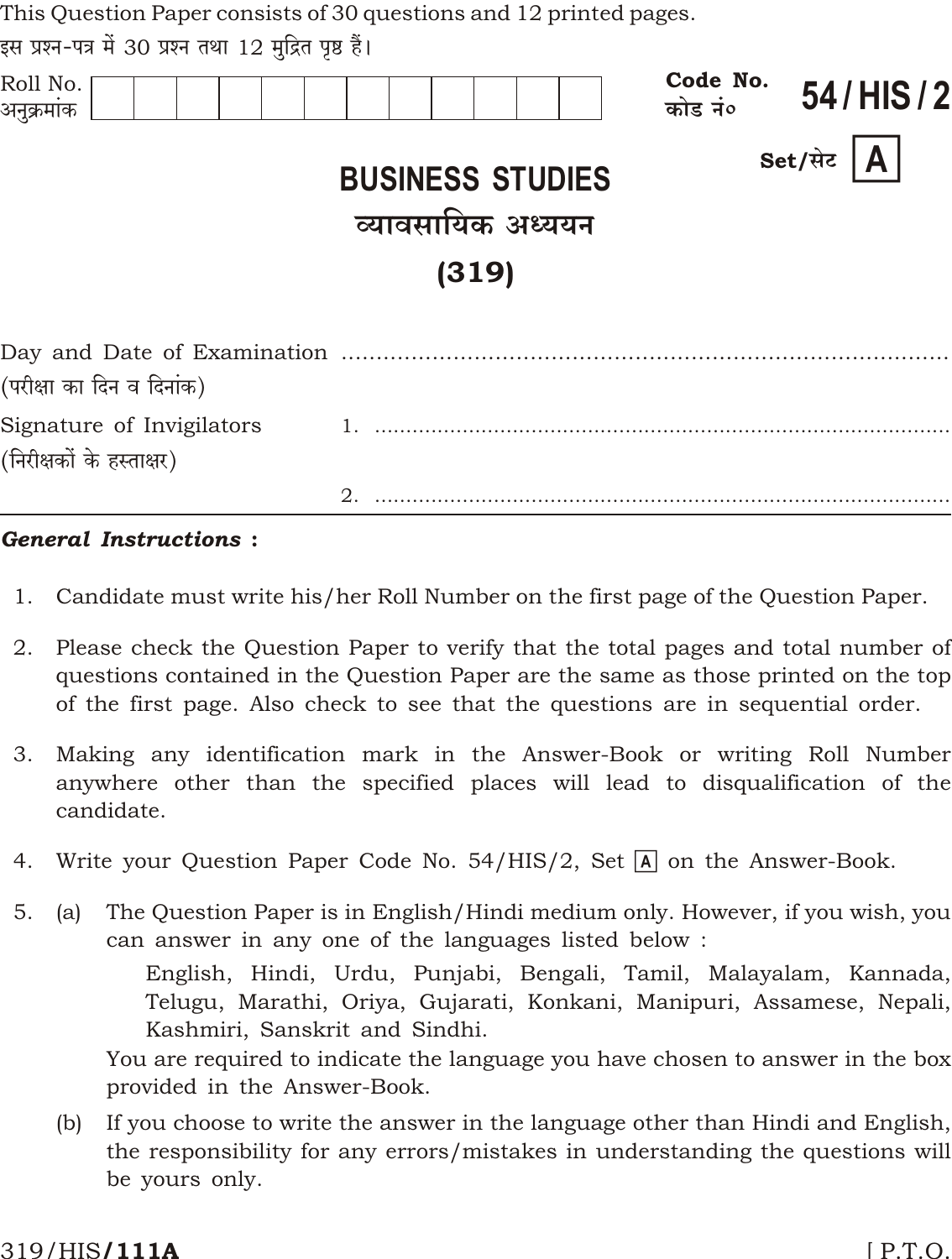This Question Paper consists of 30 questions and 12 printed pages.

इस प्रश्न-पत्र में 30 प्रश्न तथा 12 मुद्रित पृष्ठ हैं।

Roll No.
अनुक्रमांक

Code No.
कोड नं०
**54 / HIS / 2**

Set/सेट **A**

# BUSINESS STUDIES

# व्यावसायिक अध्ययन

## (319)

Day and Date of Examination ...........................................................................
(परीक्षा का दिन व दिनांक)

Signature of Invigilators 1. ...........................................................................
(निरीक्षकों के हस्ताक्षर)

2. ...........................................................................

***General Instructions :***

1. Candidate must write his/her Roll Number on the first page of the Question Paper.

2. Please check the Question Paper to verify that the total pages and total number of questions contained in the Question Paper are the same as those printed on the top of the first page. Also check to see that the questions are in sequential order.

3. Making any identification mark in the Answer-Book or writing Roll Number anywhere other than the specified places will lead to disqualification of the candidate.

4. Write your Question Paper Code No. 54/HIS/2, Set **A** on the Answer-Book.

5. (a) The Question Paper is in English/Hindi medium only. However, if you wish, you can answer in any one of the languages listed below :

   English, Hindi, Urdu, Punjabi, Bengali, Tamil, Malayalam, Kannada, Telugu, Marathi, Oriya, Gujarati, Konkani, Manipuri, Assamese, Nepali, Kashmiri, Sanskrit and Sindhi.

   You are required to indicate the language you have chosen to answer in the box provided in the Answer-Book.

   (b) If you choose to write the answer in the language other than Hindi and English, the responsibility for any errors/mistakes in understanding the questions will be yours only.

319/HIS**/111A** [ P.T.O.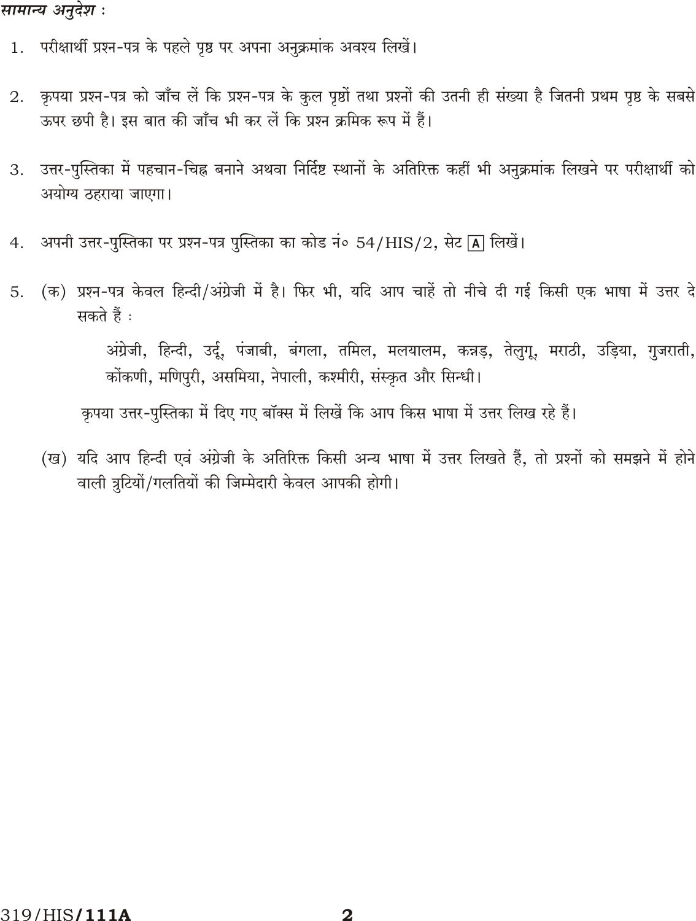*सामान्य अनुदेश :*

1. परीक्षार्थी प्रश्न-पत्र के पहले पृष्ठ पर अपना अनुक्रमांक अवश्य लिखें।

2. कृपया प्रश्न-पत्र को जाँच लें कि प्रश्न-पत्र के कुल पृष्ठों तथा प्रश्नों की उतनी ही संख्या है जितनी प्रथम पृष्ठ के सबसे ऊपर छपी है। इस बात की जाँच भी कर लें कि प्रश्न क्रमिक रूप में हैं।

3. उत्तर-पुस्तिका में पहचान-चिह्न बनाने अथवा निर्दिष्ट स्थानों के अतिरिक्त कहीं भी अनुक्रमांक लिखने पर परीक्षार्थी को अयोग्य ठहराया जाएगा।

4. अपनी उत्तर-पुस्तिका पर प्रश्न-पत्र पुस्तिका का कोड नं॰ 54/HIS/2, सेट [A] लिखें।

5. (क) प्रश्न-पत्र केवल हिन्दी/अंग्रेजी में है। फिर भी, यदि आप चाहें तो नीचे दी गई किसी एक भाषा में उत्तर दे सकते हैं :

   अंग्रेजी, हिन्दी, उर्दू, पंजाबी, बंगला, तमिल, मलयालम, कन्नड़, तेलुगू, मराठी, उड़िया, गुजराती, कोंकणी, मणिपुरी, असमिया, नेपाली, कश्मीरी, संस्कृत और सिन्धी।

   कृपया उत्तर-पुस्तिका में दिए गए बॉक्स में लिखें कि आप किस भाषा में उत्तर लिख रहे हैं।

   (ख) यदि आप हिन्दी एवं अंग्रेजी के अतिरिक्त किसी अन्य भाषा में उत्तर लिखते हैं, तो प्रश्नों को समझने में होने वाली त्रुटियों/गलतियों की जिम्मेदारी केवल आपकी होगी।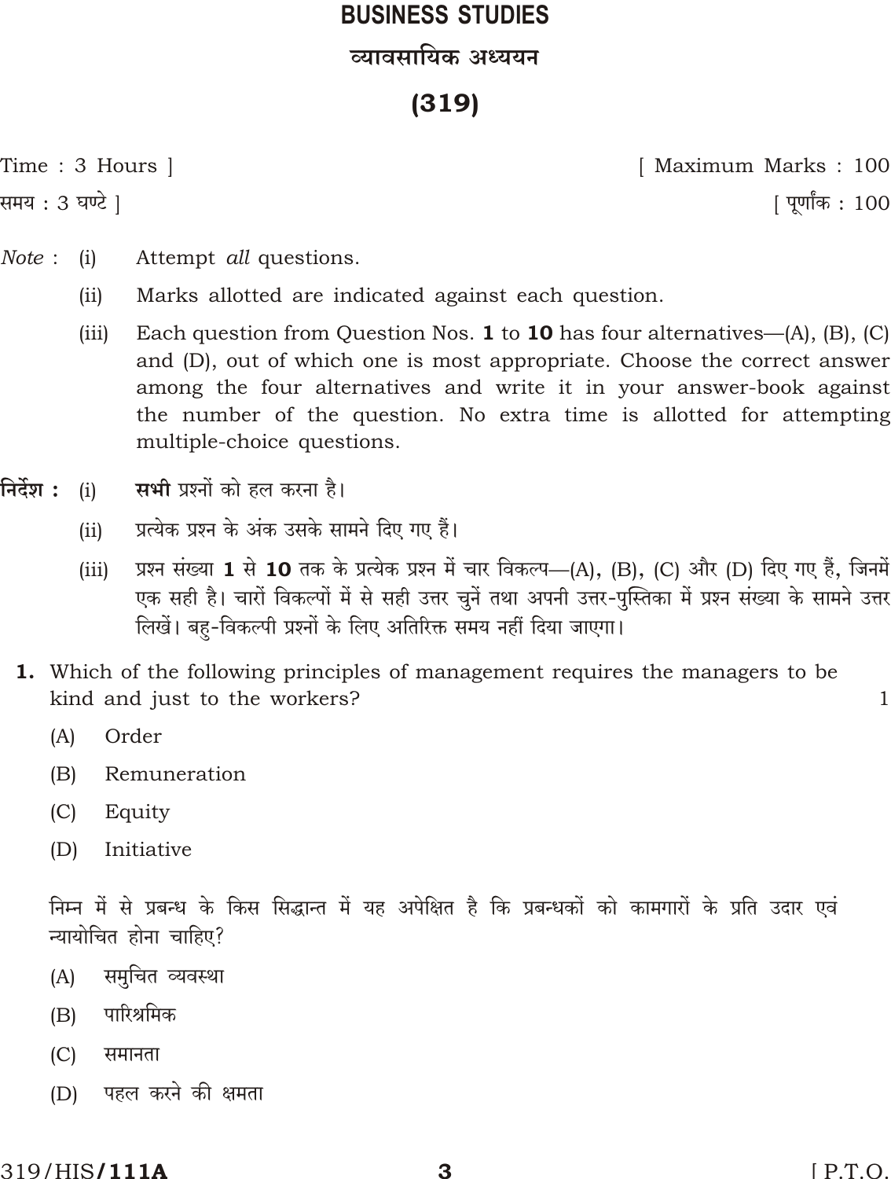# BUSINESS STUDIES

## व्यावसायिक अध्ययन

## (319)

Time : 3 Hours ] [ Maximum Marks : 100

समय : 3 घण्टे ] [ पूर्णांक : 100

*Note* : (i) Attempt *all* questions.

(ii) Marks allotted are indicated against each question.

(iii) Each question from Question Nos. **1** to **10** has four alternatives—(A), (B), (C) and (D), out of which one is most appropriate. Choose the correct answer among the four alternatives and write it in your answer-book against the number of the question. No extra time is allotted for attempting multiple-choice questions.

**निर्देश :** (i) **सभी** प्रश्नों को हल करना है।

(ii) प्रत्येक प्रश्न के अंक उसके सामने दिए गए हैं।

(iii) प्रश्न संख्या **1** से **10** तक के प्रत्येक प्रश्न में चार विकल्प—(A), (B), (C) और (D) दिए गए हैं, जिनमें एक सही है। चारों विकल्पों में से सही उत्तर चुनें तथा अपनी उत्तर-पुस्तिका में प्रश्न संख्या के सामने उत्तर लिखें। बहु-विकल्पी प्रश्नों के लिए अतिरिक्त समय नहीं दिया जाएगा।

**1.** Which of the following principles of management requires the managers to be kind and just to the workers? 1

(A) Order

(B) Remuneration

(C) Equity

(D) Initiative

निम्न में से प्रबन्ध के किस सिद्धान्त में यह अपेक्षित है कि प्रबन्धकों को कामगारों के प्रति उदार एवं न्यायोचित होना चाहिए?

(A) समुचित व्यवस्था

(B) पारिश्रमिक

(C) समानता

(D) पहल करने की क्षमता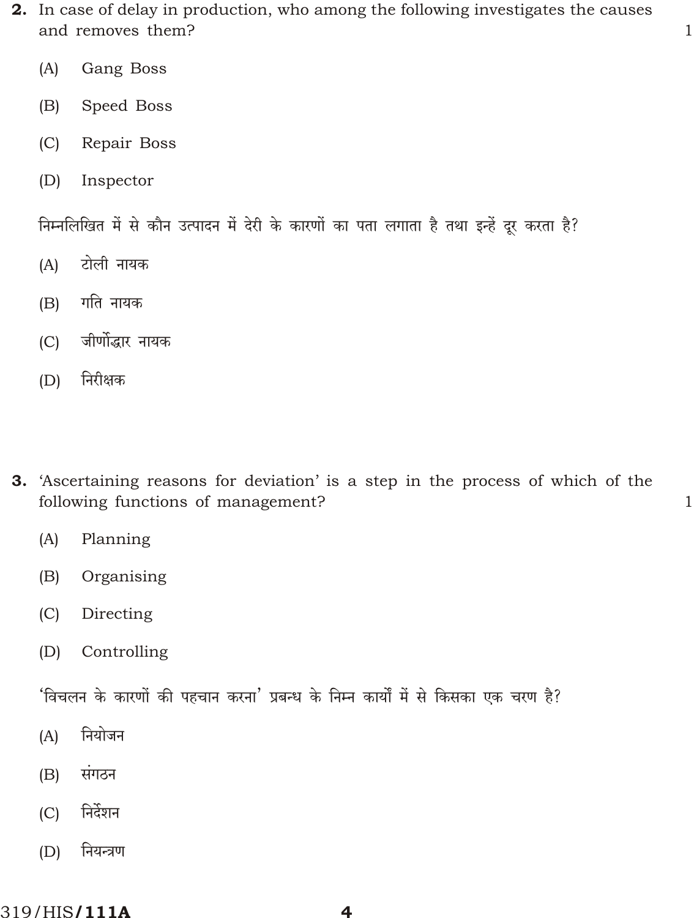**2.** In case of delay in production, who among the following investigates the causes and removes them? 1

(A) Gang Boss

(B) Speed Boss

(C) Repair Boss

(D) Inspector

निम्नलिखित में से कौन उत्पादन में देरी के कारणों का पता लगाता है तथा इन्हें दूर करता है?

(A) टोली नायक

(B) गति नायक

(C) जीर्णोद्धार नायक

(D) निरीक्षक

**3.** 'Ascertaining reasons for deviation' is a step in the process of which of the following functions of management? 1

(A) Planning

(B) Organising

(C) Directing

(D) Controlling

'विचलन के कारणों की पहचान करना' प्रबन्ध के निम्न कार्यों में से किसका एक चरण है?

(A) नियोजन

(B) संगठन

(C) निर्देशन

(D) नियन्त्रण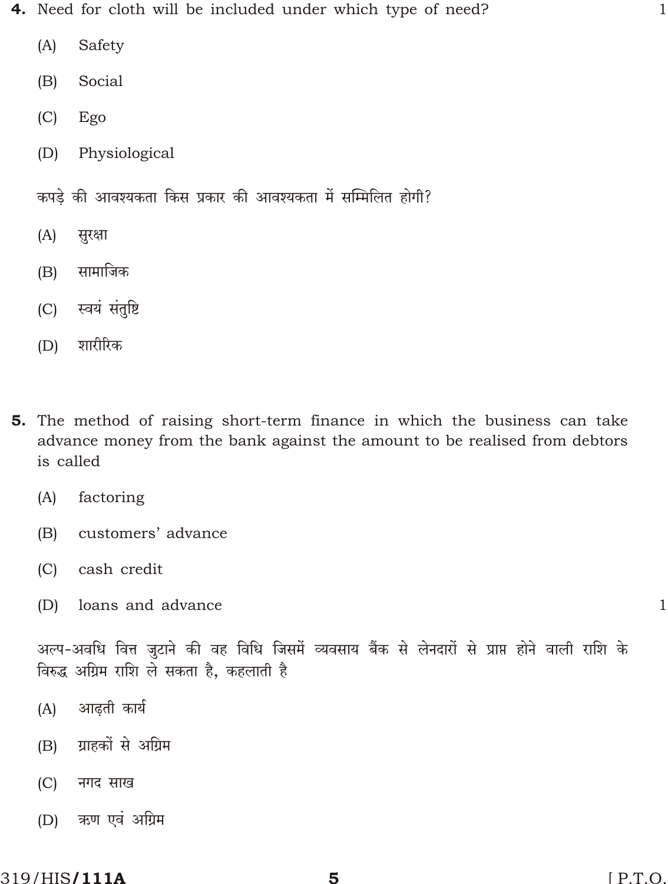**4.** Need for cloth will be included under which type of need? 1

(A) Safety

(B) Social

(C) Ego

(D) Physiological

कपड़े की आवश्यकता किस प्रकार की आवश्यकता में सम्मिलित होगी?

(A) सुरक्षा

(B) सामाजिक

(C) स्वयं संतुष्टि

(D) शारीरिक

**5.** The method of raising short-term finance in which the business can take advance money from the bank against the amount to be realised from debtors is called

(A) factoring

(B) customers' advance

(C) cash credit

(D) loans and advance 1

अल्प-अवधि वित्त जुटाने की वह विधि जिसमें व्यवसाय बैंक से लेनदारों से प्राप्त होने वाली राशि के विरुद्ध अग्रिम राशि ले सकता है, कहलाती है

(A) आढ़ती कार्य

(B) ग्राहकों से अग्रिम

(C) नगद साख

(D) ऋण एवं अग्रिम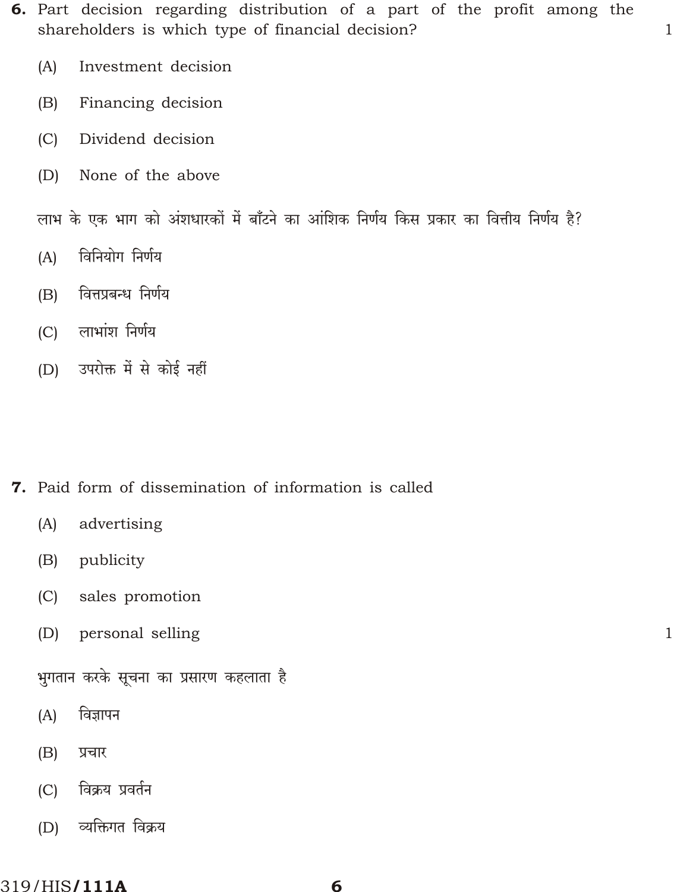**6.** Part decision regarding distribution of a part of the profit among the shareholders is which type of financial decision? 1

(A) Investment decision

(B) Financing decision

(C) Dividend decision

(D) None of the above

लाभ के एक भाग को अंशधारकों में बाँटने का आंशिक निर्णय किस प्रकार का वित्तीय निर्णय है?

(A) विनियोग निर्णय

(B) वित्तप्रबन्ध निर्णय

(C) लाभांश निर्णय

(D) उपरोक्त में से कोई नहीं

**7.** Paid form of dissemination of information is called

(A) advertising

(B) publicity

(C) sales promotion

(D) personal selling 1

भुगतान करके सूचना का प्रसारण कहलाता है

(A) विज्ञापन

(B) प्रचार

(C) विक्रय प्रवर्तन

(D) व्यक्तिगत विक्रय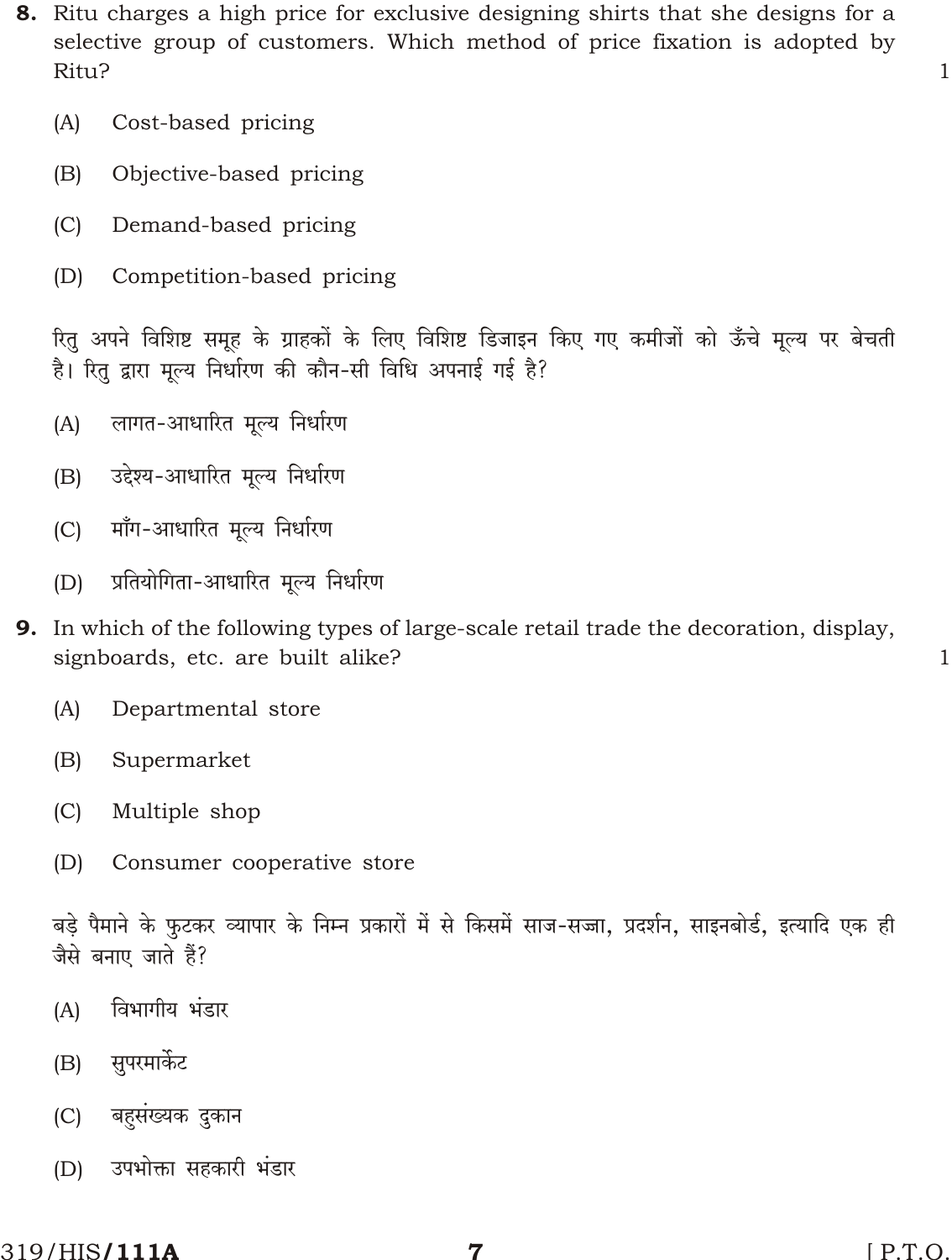**8.** Ritu charges a high price for exclusive designing shirts that she designs for a selective group of customers. Which method of price fixation is adopted by Ritu? 1

(A) Cost-based pricing

(B) Objective-based pricing

(C) Demand-based pricing

(D) Competition-based pricing

रितु अपने विशिष्ट समूह के ग्राहकों के लिए विशिष्ट डिजाइन किए गए कमीजों को ऊँचे मूल्य पर बेचती है। रितु द्वारा मूल्य निर्धारण की कौन-सी विधि अपनाई गई है?

(A) लागत-आधारित मूल्य निर्धारण

(B) उद्देश्य-आधारित मूल्य निर्धारण

(C) माँग-आधारित मूल्य निर्धारण

(D) प्रतियोगिता-आधारित मूल्य निर्धारण

**9.** In which of the following types of large-scale retail trade the decoration, display, signboards, etc. are built alike? 1

(A) Departmental store

(B) Supermarket

(C) Multiple shop

(D) Consumer cooperative store

बड़े पैमाने के फुटकर व्यापार के निम्न प्रकारों में से किसमें साज-सज्जा, प्रदर्शन, साइनबोर्ड, इत्यादि एक ही जैसे बनाए जाते हैं?

(A) विभागीय भंडार

(B) सुपरमार्केट

(C) बहुसंख्यक दुकान

(D) उपभोक्ता सहकारी भंडार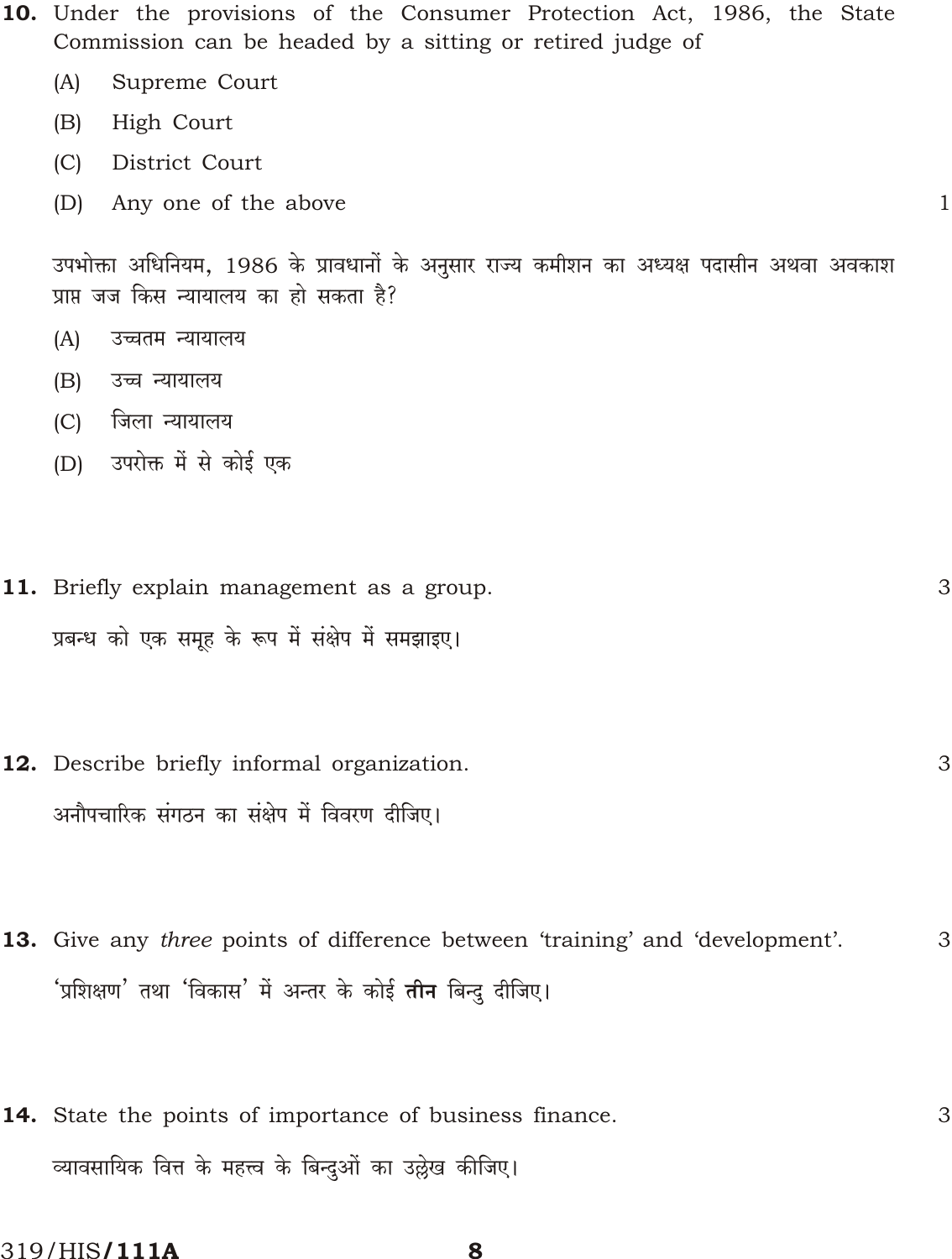**10.** Under the provisions of the Consumer Protection Act, 1986, the State Commission can be headed by a sitting or retired judge of 1

(A) Supreme Court

(B) High Court

(C) District Court

(D) Any one of the above

उपभोक्ता अधिनियम, 1986 के प्रावधानों के अनुसार राज्य कमीशन का अध्यक्ष पदासीन अथवा अवकाश प्राप्त जज किस न्यायालय का हो सकता है?

(A) उच्चतम न्यायालय

(B) उच्च न्यायालय

(C) जिला न्यायालय

(D) उपरोक्त में से कोई एक

**11.** Briefly explain management as a group. 3

प्रबन्ध को एक समूह के रूप में संक्षेप में समझाइए।

**12.** Describe briefly informal organization. 3

अनौपचारिक संगठन का संक्षेप में विवरण दीजिए।

**13.** Give any *three* points of difference between 'training' and 'development'. 3

'प्रशिक्षण' तथा 'विकास' में अन्तर के कोई **तीन** बिन्दु दीजिए।

**14.** State the points of importance of business finance. 3

व्यावसायिक वित्त के महत्त्व के बिन्दुओं का उल्लेख कीजिए।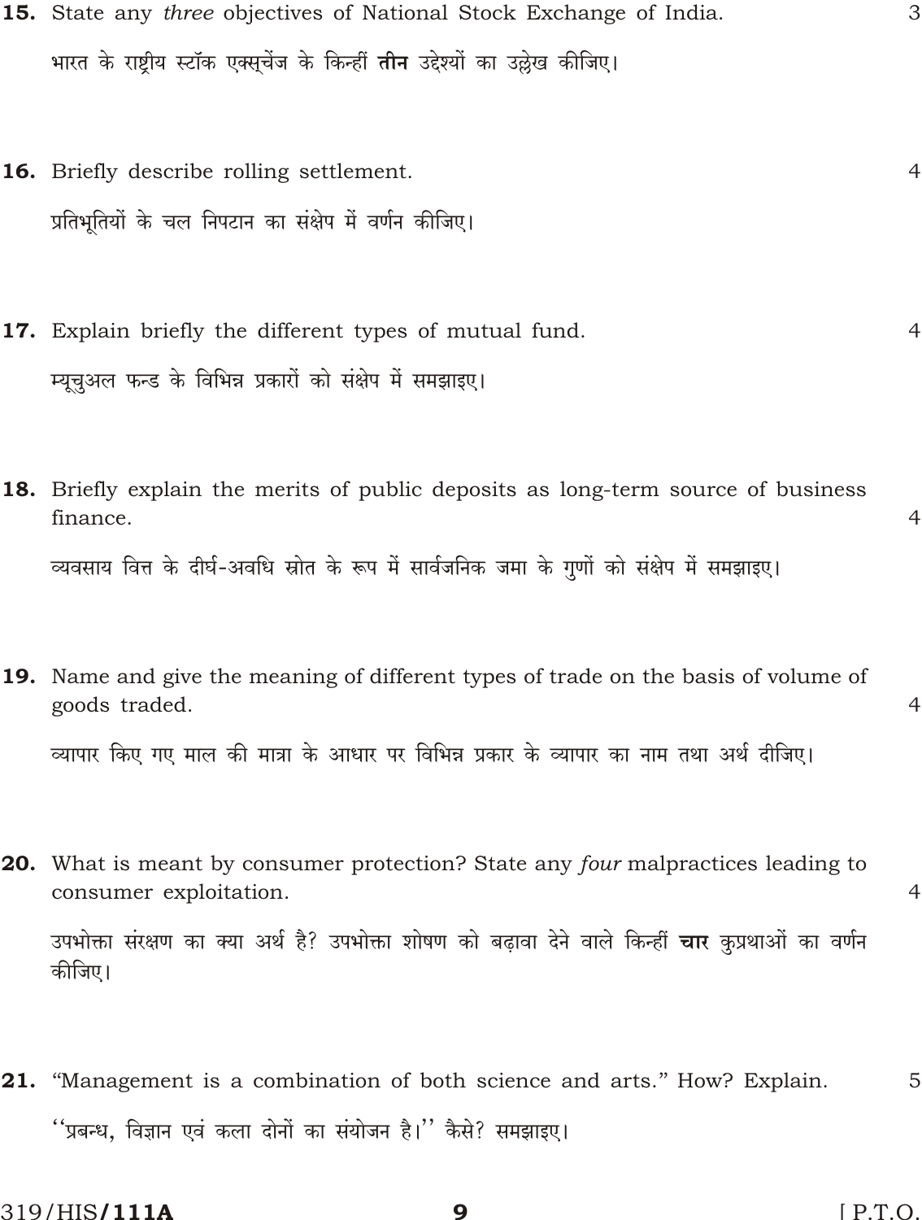**15.** State any *three* objectives of National Stock Exchange of India. 3

भारत के राष्ट्रीय स्टॉक एक्स्चेंज के किन्हीं **तीन** उद्देश्यों का उल्लेख कीजिए।

**16.** Briefly describe rolling settlement. 4

प्रतिभूतियों के चल निपटान का संक्षेप में वर्णन कीजिए।

**17.** Explain briefly the different types of mutual fund. 4

म्यूचुअल फन्ड के विभिन्न प्रकारों को संक्षेप में समझाइए।

**18.** Briefly explain the merits of public deposits as long-term source of business finance. 4

व्यवसाय वित्त के दीर्घ-अवधि स्रोत के रूप में सार्वजनिक जमा के गुणों को संक्षेप में समझाइए।

**19.** Name and give the meaning of different types of trade on the basis of volume of goods traded. 4

व्यापार किए गए माल की मात्रा के आधार पर विभिन्न प्रकार के व्यापार का नाम तथा अर्थ दीजिए।

**20.** What is meant by consumer protection? State any *four* malpractices leading to consumer exploitation. 4

उपभोक्ता संरक्षण का क्या अर्थ है? उपभोक्ता शोषण को बढ़ावा देने वाले किन्हीं **चार** कुप्रथाओं का वर्णन कीजिए।

**21.** "Management is a combination of both science and arts." How? Explain. 5

''प्रबन्ध, विज्ञान एवं कला दोनों का संयोजन है।'' कैसे? समझाइए।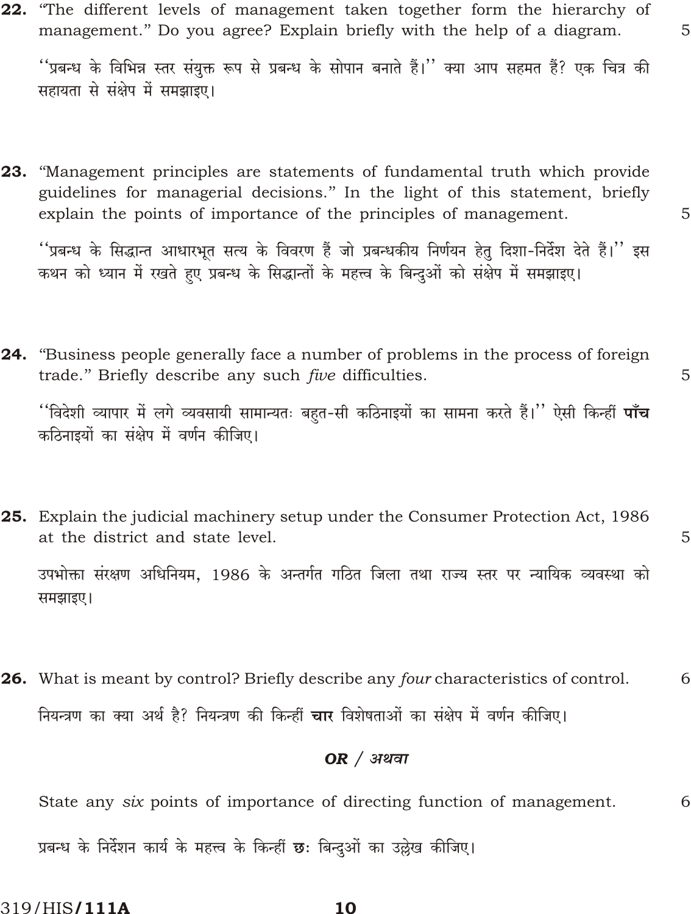**22.** "The different levels of management taken together form the hierarchy of management." Do you agree? Explain briefly with the help of a diagram. 5

''प्रबन्ध के विभिन्न स्तर संयुक्त रूप से प्रबन्ध के सोपान बनाते हैं।'' क्या आप सहमत हैं? एक चित्र की सहायता से संक्षेप में समझाइए।

**23.** "Management principles are statements of fundamental truth which provide guidelines for managerial decisions." In the light of this statement, briefly explain the points of importance of the principles of management. 5

''प्रबन्ध के सिद्धान्त आधारभूत सत्य के विवरण हैं जो प्रबन्धकीय निर्णयन हेतु दिशा-निर्देश देते हैं।'' इस कथन को ध्यान में रखते हुए प्रबन्ध के सिद्धान्तों के महत्त्व के बिन्दुओं को संक्षेप में समझाइए।

**24.** "Business people generally face a number of problems in the process of foreign trade." Briefly describe any *five* difficulties. 5

''विदेशी व्यापार में लगे व्यवसायी सामान्यतः बहुत-सी कठिनाइयों का सामना करते हैं।'' ऐसी किन्हीं **पाँच** कठिनाइयों का संक्षेप में वर्णन कीजिए।

**25.** Explain the judicial machinery setup under the Consumer Protection Act, 1986 at the district and state level. 5

उपभोक्ता संरक्षण अधिनियम, 1986 के अन्तर्गत गठित जिला तथा राज्य स्तर पर न्यायिक व्यवस्था को समझाइए।

**26.** What is meant by control? Briefly describe any *four* characteristics of control. 6

नियन्त्रण का क्या अर्थ है? नियन्त्रण की किन्हीं **चार** विशेषताओं का संक्षेप में वर्णन कीजिए।

***OR / अथवा***

State any *six* points of importance of directing function of management. 6

प्रबन्ध के निर्देशन कार्य के महत्त्व के किन्हीं **छः** बिन्दुओं का उल्लेख कीजिए।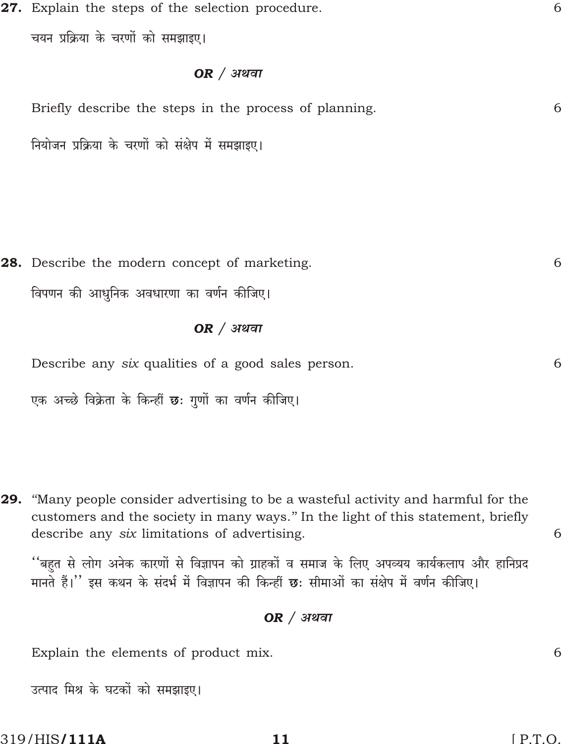**27.** Explain the steps of the selection procedure. 6

चयन प्रक्रिया के चरणों को समझाइए।

***OR / अथवा***

Briefly describe the steps in the process of planning. 6

नियोजन प्रक्रिया के चरणों को संक्षेप में समझाइए।

**28.** Describe the modern concept of marketing. 6

विपणन की आधुनिक अवधारणा का वर्णन कीजिए।

***OR / अथवा***

Describe any *six* qualities of a good sales person. 6

एक अच्छे विक्रेता के किन्हीं **छः** गुणों का वर्णन कीजिए।

**29.** "Many people consider advertising to be a wasteful activity and harmful for the customers and the society in many ways." In the light of this statement, briefly describe any *six* limitations of advertising. 6

''बहुत से लोग अनेक कारणों से विज्ञापन को ग्राहकों व समाज के लिए अपव्यय कार्यकलाप और हानिप्रद मानते हैं।'' इस कथन के संदर्भ में विज्ञापन की किन्हीं **छः** सीमाओं का संक्षेप में वर्णन कीजिए।

***OR / अथवा***

Explain the elements of product mix. 6

उत्पाद मिश्र के घटकों को समझाइए।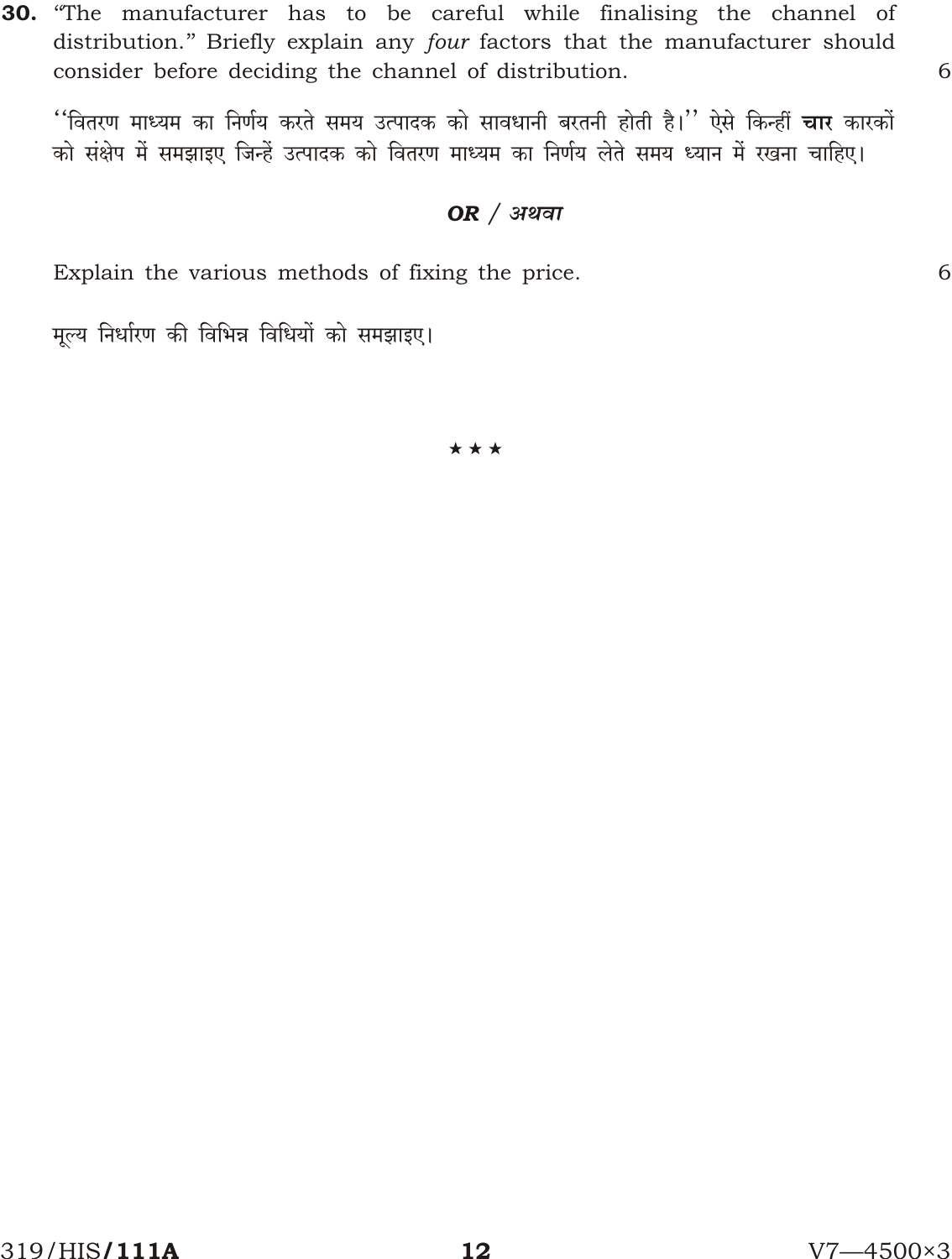**30.** "The manufacturer has to be careful while finalising the channel of distribution." Briefly explain any *four* factors that the manufacturer should consider before deciding the channel of distribution. 6

''वितरण माध्यम का निर्णय करते समय उत्पादक को सावधानी बरतनी होती है।'' ऐसे किन्हीं **चार** कारकों को संक्षेप में समझाइए जिन्हें उत्पादक को वितरण माध्यम का निर्णय लेते समय ध्यान में रखना चाहिए।

***OR / अथवा***

Explain the various methods of fixing the price. 6

मूल्य निर्धारण की विभिन्न विधियों को समझाइए।

★ ★ ★